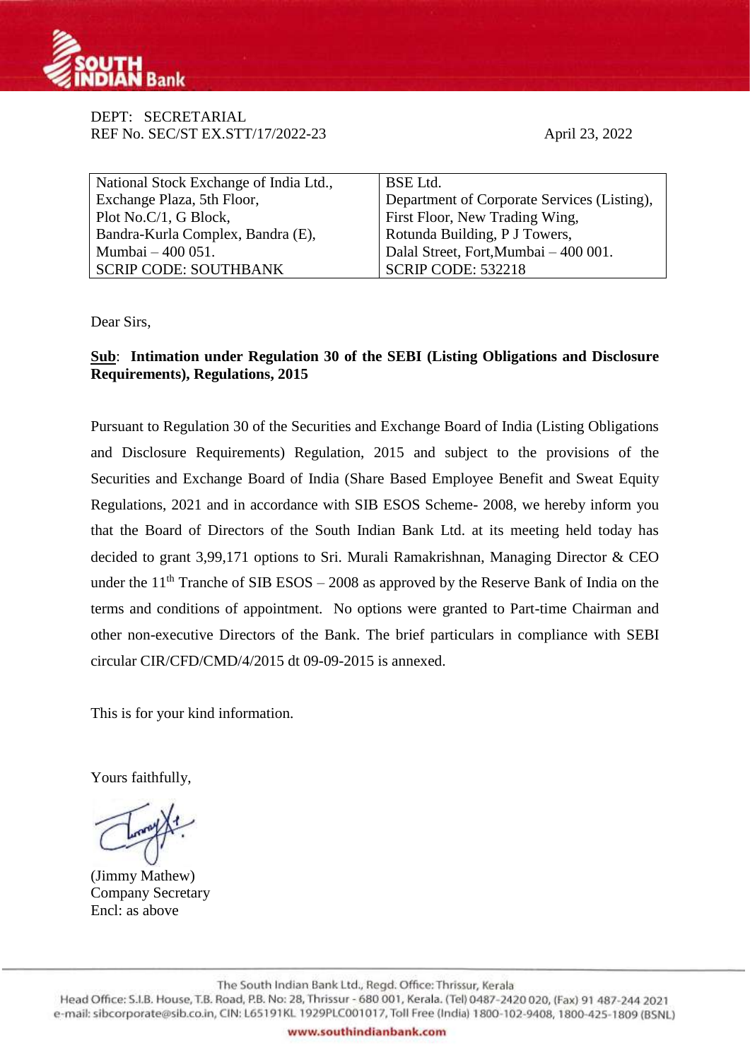DEPT: SECRETARIAL
REF No. SEC/ST EX.STT/17/2022-23

April 23, 2022

| National Stock Exchange of India Ltd., Exchange Plaza, 5th Floor, Plot No.C/1, G Block, Bandra-Kurla Complex, Bandra (E), Mumbai – 400 051. SCRIP CODE: SOUTHBANK | BSE Ltd. Department of Corporate Services (Listing), First Floor, New Trading Wing, Rotunda Building, P J Towers, Dalal Street, Fort,Mumbai – 400 001. SCRIP CODE: 532218 |
|---|---|

Dear Sirs,

**Sub: Intimation under Regulation 30 of the SEBI (Listing Obligations and Disclosure Requirements), Regulations, 2015**

Pursuant to Regulation 30 of the Securities and Exchange Board of India (Listing Obligations and Disclosure Requirements) Regulation, 2015 and subject to the provisions of the Securities and Exchange Board of India (Share Based Employee Benefit and Sweat Equity Regulations, 2021 and in accordance with SIB ESOS Scheme- 2008, we hereby inform you that the Board of Directors of the South Indian Bank Ltd. at its meeting held today has decided to grant 3,99,171 options to Sri. Murali Ramakrishnan, Managing Director & CEO under the 11th Tranche of SIB ESOS – 2008 as approved by the Reserve Bank of India on the terms and conditions of appointment. No options were granted to Part-time Chairman and other non-executive Directors of the Bank. The brief particulars in compliance with SEBI circular CIR/CFD/CMD/4/2015 dt 09-09-2015 is annexed.

This is for your kind information.

Yours faithfully,

(Jimmy Mathew)
Company Secretary
Encl: as above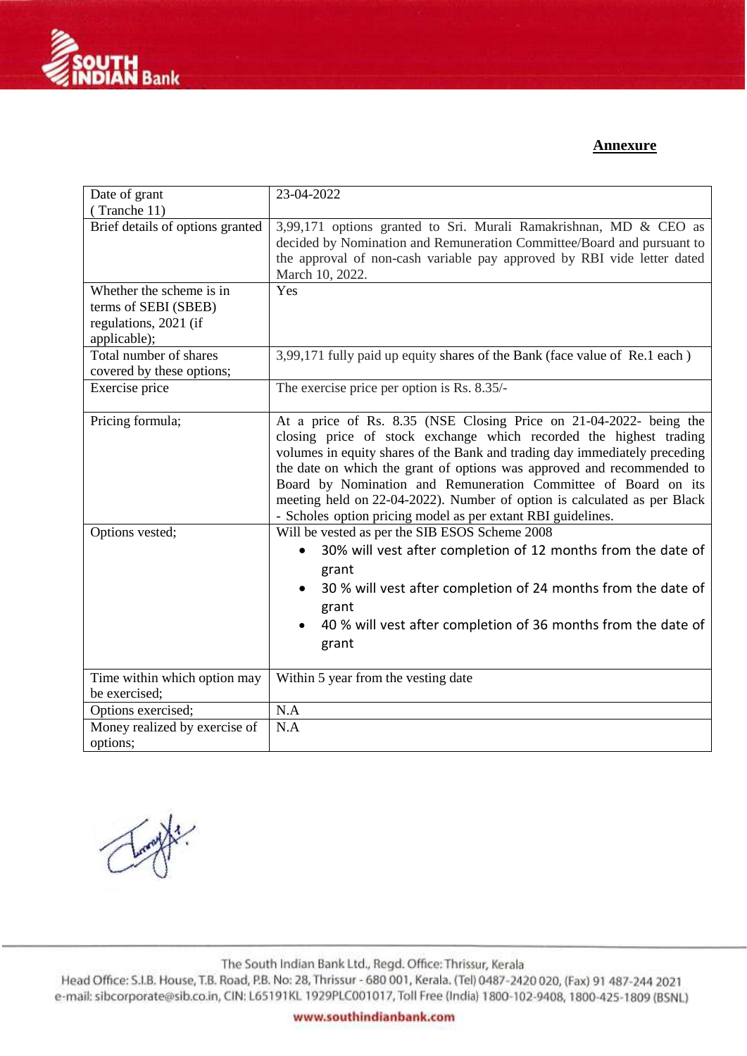**Annexure**

| Date of grant ( Tranche 11) | 23-04-2022 |
|---|---|
| Brief details of options granted | 3,99,171 options granted to Sri. Murali Ramakrishnan, MD & CEO as decided by Nomination and Remuneration Committee/Board and pursuant to the approval of non-cash variable pay approved by RBI vide letter dated March 10, 2022. |
| Whether the scheme is in terms of SEBI (SBEB) regulations, 2021 (if applicable); | Yes |
| Total number of shares covered by these options; | 3,99,171 fully paid up equity shares of the Bank (face value of Re.1 each ) |
| Exercise price | The exercise price per option is Rs. 8.35/- |
| Pricing formula; | At a price of Rs. 8.35 (NSE Closing Price on 21-04-2022- being the closing price of stock exchange which recorded the highest trading volumes in equity shares of the Bank and trading day immediately preceding the date on which the grant of options was approved and recommended to Board by Nomination and Remuneration Committee of Board on its meeting held on 22-04-2022). Number of option is calculated as per Black - Scholes option pricing model as per extant RBI guidelines. |
| Options vested; | Will be vested as per the SIB ESOS Scheme 2008<br>• 30% will vest after completion of 12 months from the date of grant<br>• 30 % will vest after completion of 24 months from the date of grant<br>• 40 % will vest after completion of 36 months from the date of grant |
| Time within which option may be exercised; | Within 5 year from the vesting date |
| Options exercised; | N.A |
| Money realized by exercise of options; | N.A |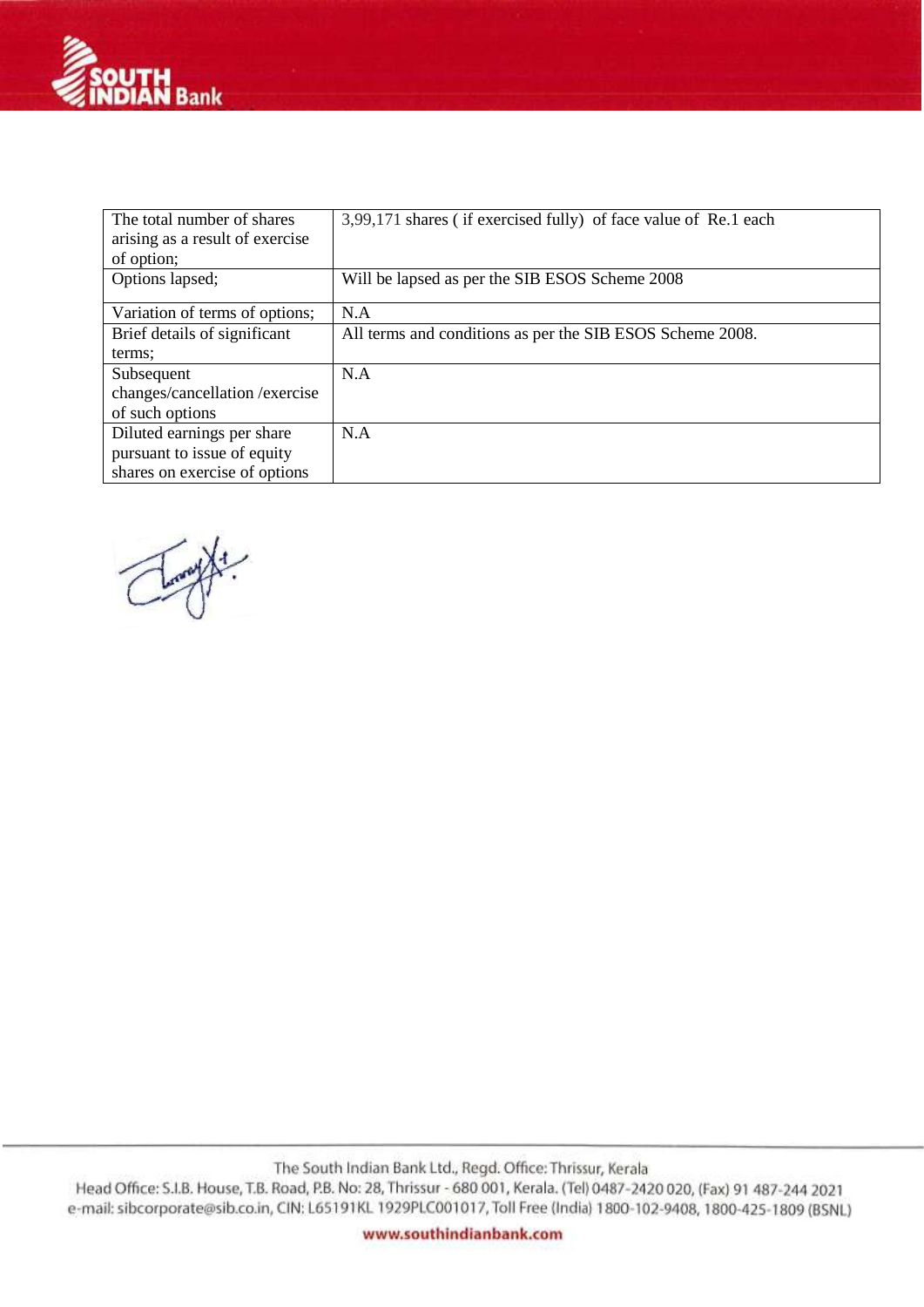| | |
|---|---|
| The total number of shares arising as a result of exercise of option; | 3,99,171 shares ( if exercised fully) of face value of Re.1 each |
| Options lapsed; | Will be lapsed as per the SIB ESOS Scheme 2008 |
| Variation of terms of options; | N.A |
| Brief details of significant terms; | All terms and conditions as per the SIB ESOS Scheme 2008. |
| Subsequent changes/cancellation /exercise of such options | N.A |
| Diluted earnings per share pursuant to issue of equity shares on exercise of options | N.A |

The South Indian Bank Ltd., Regd. Office: Thrissur, Kerala
Head Office: S.I.B. House, T.B. Road, P.B. No: 28, Thrissur - 680 001, Kerala. (Tel) 0487-2420 020, (Fax) 91 487-244 2021
e-mail: sibcorporate@sib.co.in, CIN: L65191KL 1929PLC001017, Toll Free (India) 1800-102-9408, 1800-425-1809 (BSNL)
www.southindianbank.com